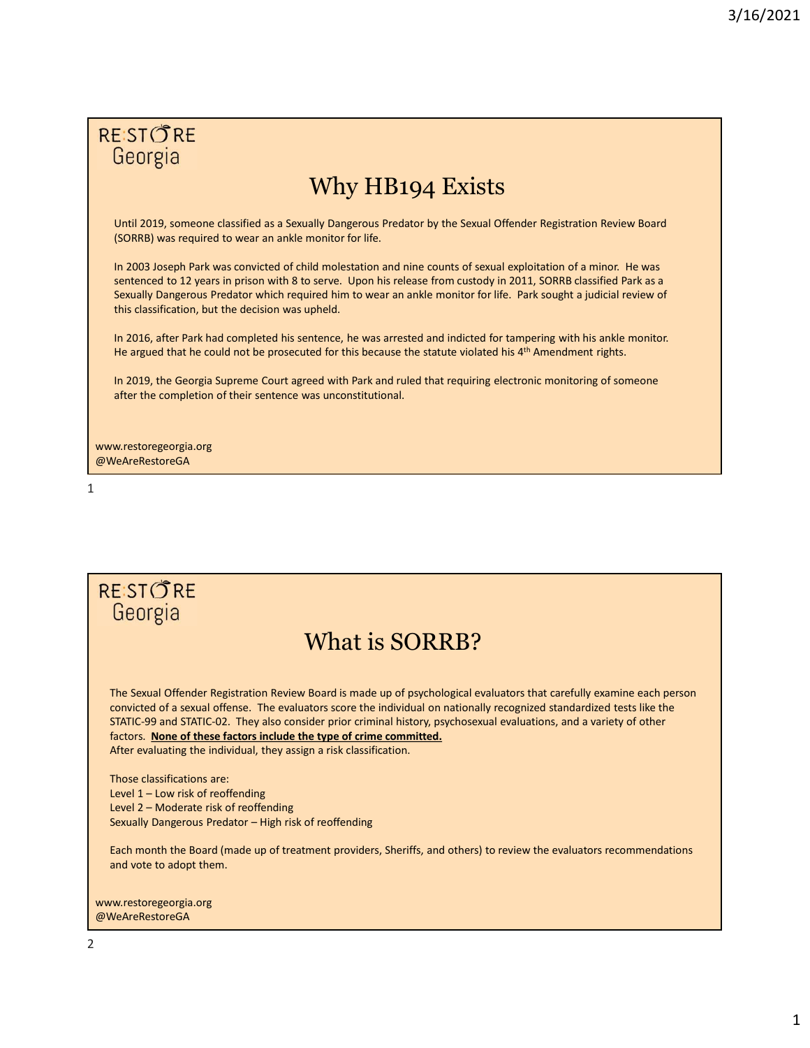RE:STORE Georgia

## Why HB194 Exists

Until 2019, someone classified as a Sexually Dangerous Predator by the Sexual Offender Registration Review Board (SORRB) was required to wear an ankle monitor for life.

In 2003 Joseph Park was convicted of child molestation and nine counts of sexual exploitation of a minor. He was sentenced to 12 years in prison with 8 to serve. Upon his release from custody in 2011, SORRB classified Park as a Sexually Dangerous Predator which required him to wear an ankle monitor for life. Park sought a judicial review of this classification, but the decision was upheld.

In 2016, after Park had completed his sentence, he was arrested and indicted for tampering with his ankle monitor. He argued that he could not be prosecuted for this because the statute violated his 4th Amendment rights.

In 2019, the Georgia Supreme Court agreed with Park and ruled that requiring electronic monitoring of someone after the completion of their sentence was unconstitutional.

www.restoregeorgia.org
@WeAreRestoreGA

RE:STORE Georgia

## What is SORRB?

The Sexual Offender Registration Review Board is made up of psychological evaluators that carefully examine each person convicted of a sexual offense. The evaluators score the individual on nationally recognized standardized tests like the STATIC-99 and STATIC-02. They also consider prior criminal history, psychosexual evaluations, and a variety of other factors. **None of these factors include the type of crime committed.**
After evaluating the individual, they assign a risk classification.

Those classifications are:
Level 1 – Low risk of reoffending
Level 2 – Moderate risk of reoffending
Sexually Dangerous Predator – High risk of reoffending

Each month the Board (made up of treatment providers, Sheriffs, and others) to review the evaluators recommendations and vote to adopt them.

www.restoregeorgia.org
@WeAreRestoreGA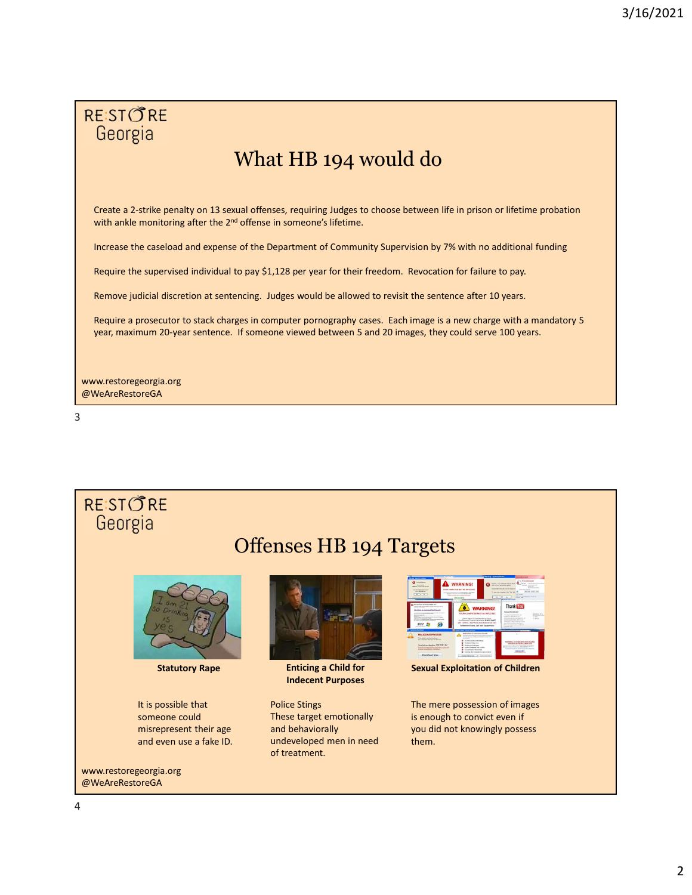RE:STORE Georgia

## What HB 194 would do

Create a 2-strike penalty on 13 sexual offenses, requiring Judges to choose between life in prison or lifetime probation with ankle monitoring after the 2nd offense in someone's lifetime.

Increase the caseload and expense of the Department of Community Supervision by 7% with no additional funding

Require the supervised individual to pay $1,128 per year for their freedom. Revocation for failure to pay.

Remove judicial discretion at sentencing. Judges would be allowed to revisit the sentence after 10 years.

Require a prosecutor to stack charges in computer pornography cases. Each image is a new charge with a mandatory 5 year, maximum 20-year sentence. If someone viewed between 5 and 20 images, they could serve 100 years.

www.restoregeorgia.org
@WeAreRestoreGA

RE:STORE Georgia

## Offenses HB 194 Targets

**Statutory Rape**

It is possible that someone could misrepresent their age and even use a fake ID.

**Enticing a Child for Indecent Purposes**

Police Stings
These target emotionally and behaviorally undeveloped men in need of treatment.

**Sexual Exploitation of Children**

The mere possession of images is enough to convict even if you did not knowingly possess them.

www.restoregeorgia.org
@WeAreRestoreGA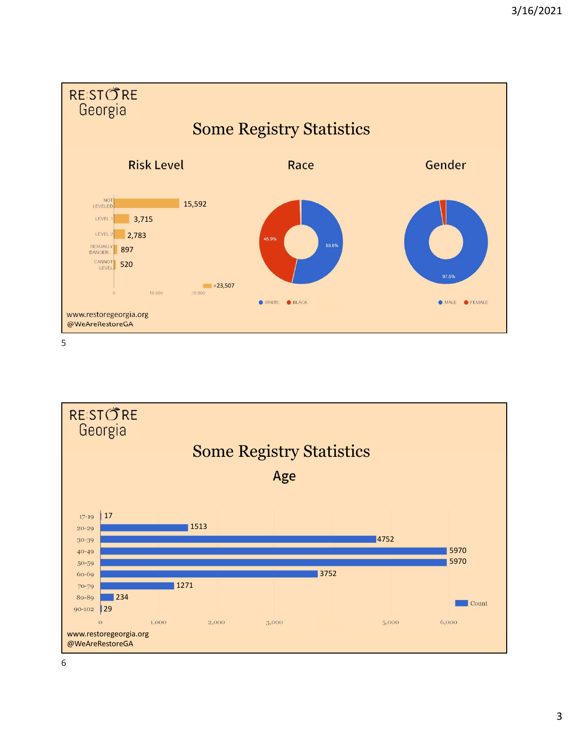RE:STORE Georgia

## Some Registry Statistics

### Risk Level

| Risk Level | Count |
|---|---|
| NOT LEVELED | 15,592 |
| LEVEL 1 | 3,715 |
| LEVEL 2 | 2,783 |
| SEXUALLY DANGER... | 897 |
| CANNOT LEVEL | 520 |

#23,507

### Race

| Race | Percent |
|---|---|
| WHITE | 53.6% |
| BLACK | 45.9% |

### Gender

| Gender | Percent |
|---|---|
| MALE | 97.5% |
| FEMALE | |

www.restoregeorgia.org
@WeAreRestoreGA

RE:STORE Georgia

## Some Registry Statistics

### Age

| Age | Count |
|---|---|
| 17-19 | 17 |
| 20-29 | 1513 |
| 30-39 | 4752 |
| 40-49 | 5970 |
| 50-59 | 5970 |
| 60-69 | 3752 |
| 70-79 | 1271 |
| 80-89 | 234 |
| 90-102 | 29 |

www.restoregeorgia.org
@WeAreRestoreGA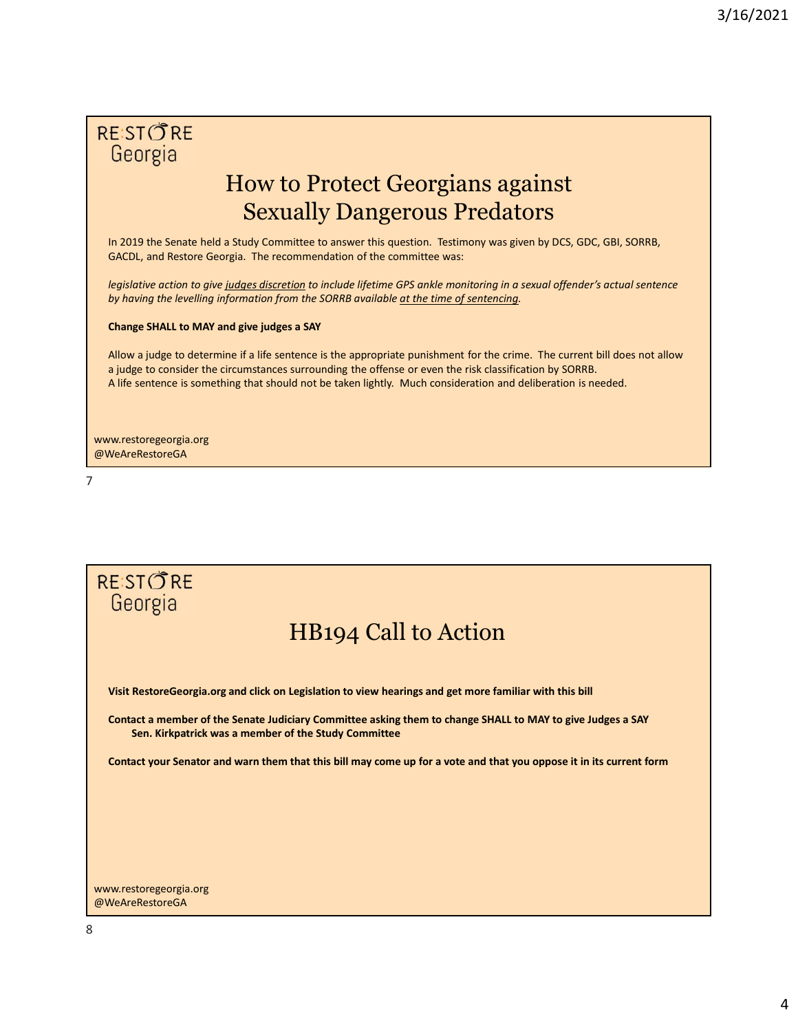RE:STORE Georgia

# How to Protect Georgians against Sexually Dangerous Predators

In 2019 the Senate held a Study Committee to answer this question. Testimony was given by DCS, GDC, GBI, SORRB, GACDL, and Restore Georgia. The recommendation of the committee was:

*legislative action to give judges discretion to include lifetime GPS ankle monitoring in a sexual offender's actual sentence by having the levelling information from the SORRB available at the time of sentencing.*

**Change SHALL to MAY and give judges a SAY**

Allow a judge to determine if a life sentence is the appropriate punishment for the crime. The current bill does not allow a judge to consider the circumstances surrounding the offense or even the risk classification by SORRB.
A life sentence is something that should not be taken lightly. Much consideration and deliberation is needed.

www.restoregeorgia.org
@WeAreRestoreGA

RE:STORE Georgia

# HB194 Call to Action

**Visit RestoreGeorgia.org and click on Legislation to view hearings and get more familiar with this bill**

**Contact a member of the Senate Judiciary Committee asking them to change SHALL to MAY to give Judges a SAY**
  **Sen. Kirkpatrick was a member of the Study Committee**

**Contact your Senator and warn them that this bill may come up for a vote and that you oppose it in its current form**

www.restoregeorgia.org
@WeAreRestoreGA